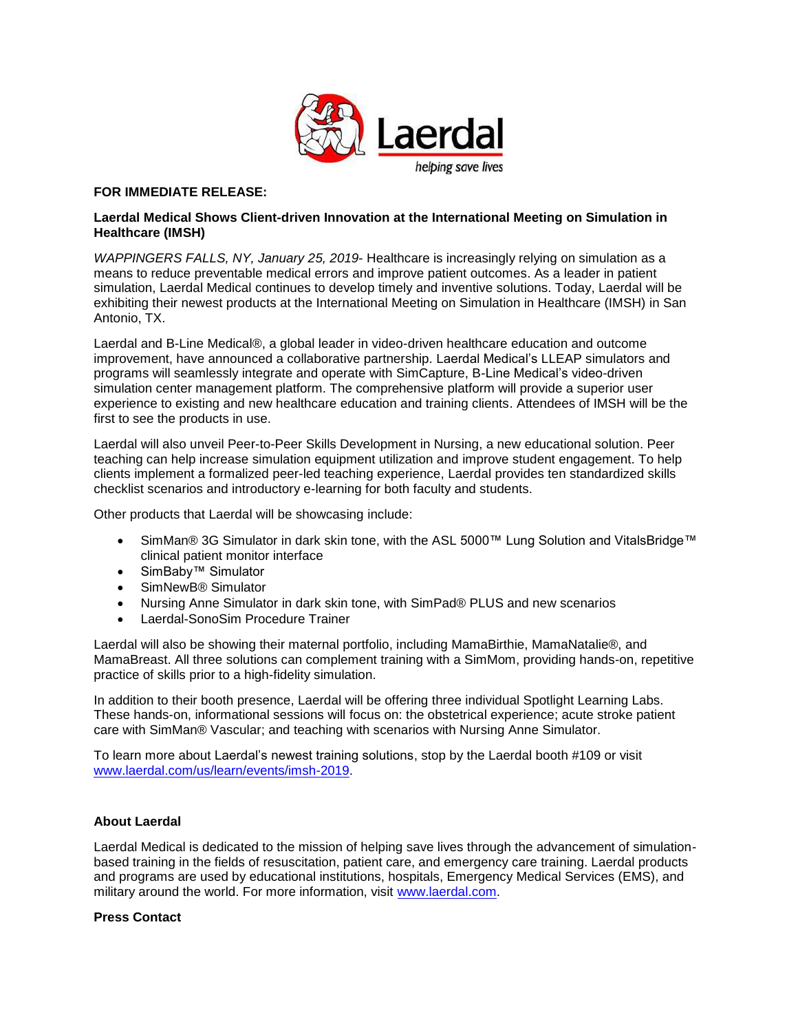Laerdal
helping save lives

**FOR IMMEDIATE RELEASE:**

**Laerdal Medical Shows Client-driven Innovation at the International Meeting on Simulation in Healthcare (IMSH)**

*WAPPINGERS FALLS, NY, January 25, 2019*- Healthcare is increasingly relying on simulation as a means to reduce preventable medical errors and improve patient outcomes. As a leader in patient simulation, Laerdal Medical continues to develop timely and inventive solutions. Today, Laerdal will be exhibiting their newest products at the International Meeting on Simulation in Healthcare (IMSH) in San Antonio, TX.

Laerdal and B-Line Medical®, a global leader in video-driven healthcare education and outcome improvement, have announced a collaborative partnership. Laerdal Medical's LLEAP simulators and programs will seamlessly integrate and operate with SimCapture, B-Line Medical's video-driven simulation center management platform. The comprehensive platform will provide a superior user experience to existing and new healthcare education and training clients. Attendees of IMSH will be the first to see the products in use.

Laerdal will also unveil Peer-to-Peer Skills Development in Nursing, a new educational solution. Peer teaching can help increase simulation equipment utilization and improve student engagement. To help clients implement a formalized peer-led teaching experience, Laerdal provides ten standardized skills checklist scenarios and introductory e-learning for both faculty and students.

Other products that Laerdal will be showcasing include:

- SimMan® 3G Simulator in dark skin tone, with the ASL 5000™ Lung Solution and VitalsBridge™ clinical patient monitor interface
- SimBaby™ Simulator
- SimNewB® Simulator
- Nursing Anne Simulator in dark skin tone, with SimPad® PLUS and new scenarios
- Laerdal-SonoSim Procedure Trainer

Laerdal will also be showing their maternal portfolio, including MamaBirthie, MamaNatalie®, and MamaBreast. All three solutions can complement training with a SimMom, providing hands-on, repetitive practice of skills prior to a high-fidelity simulation.

In addition to their booth presence, Laerdal will be offering three individual Spotlight Learning Labs. These hands-on, informational sessions will focus on: the obstetrical experience; acute stroke patient care with SimMan® Vascular; and teaching with scenarios with Nursing Anne Simulator.

To learn more about Laerdal's newest training solutions, stop by the Laerdal booth #109 or visit [www.laerdal.com/us/learn/events/imsh-2019](www.laerdal.com/us/learn/events/imsh-2019).

**About Laerdal**

Laerdal Medical is dedicated to the mission of helping save lives through the advancement of simulation-based training in the fields of resuscitation, patient care, and emergency care training. Laerdal products and programs are used by educational institutions, hospitals, Emergency Medical Services (EMS), and military around the world. For more information, visit [www.laerdal.com](www.laerdal.com).

**Press Contact**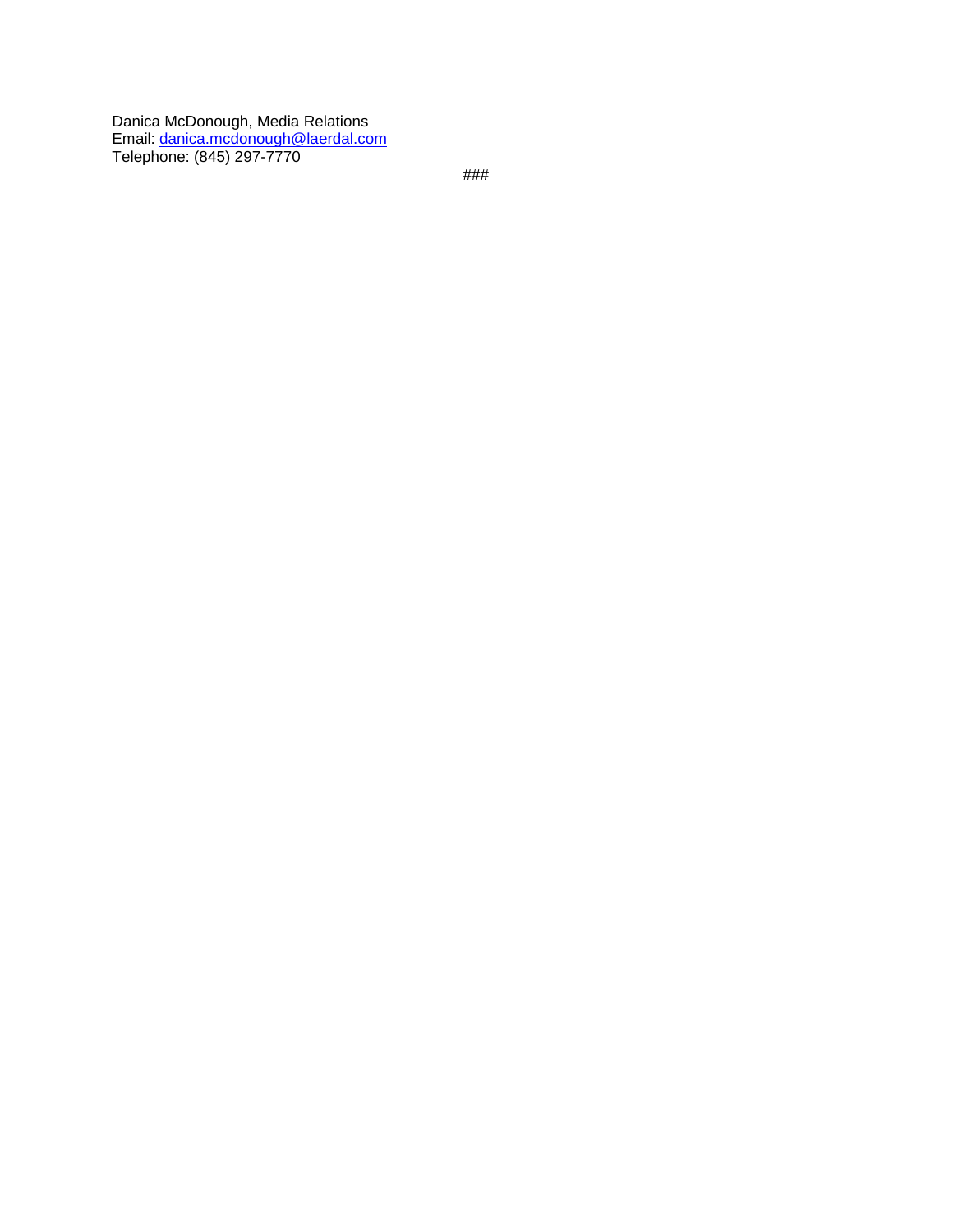Danica McDonough, Media Relations
Email: danica.mcdonough@laerdal.com
Telephone: (845) 297-7770

###